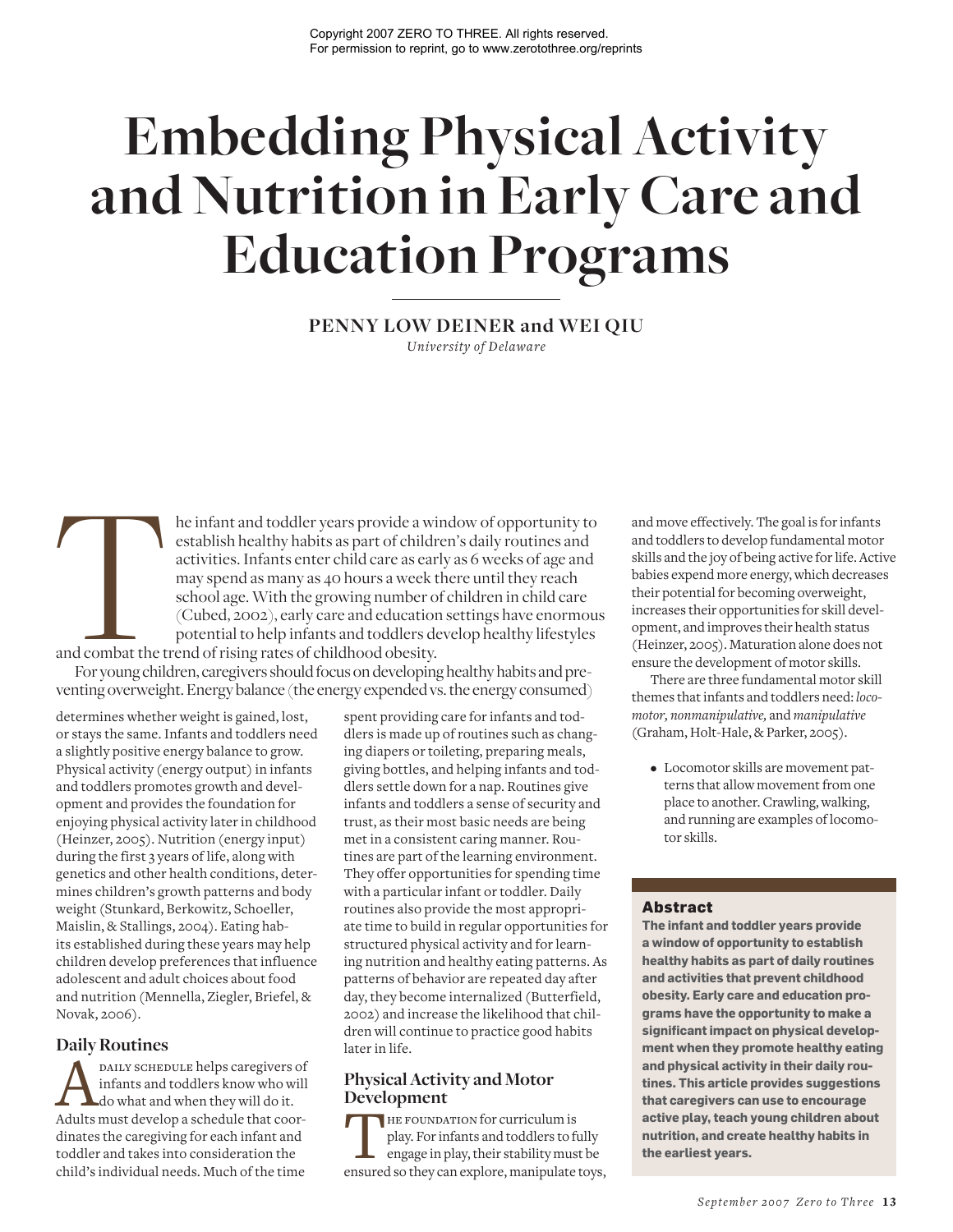Copyright 2007 ZERO TO THREE. All rights reserved.
For permission to reprint, go to www.zerotothree.org/reprints

# Embedding Physical Activity and Nutrition in Early Care and Education Programs

**PENNY LOW DEINER and WEI QIU**
*University of Delaware*

The infant and toddler years provide a window of opportunity to establish healthy habits as part of children's daily routines and activities. Infants enter child care as early as 6 weeks of age and may spend as many as 40 hours a week there until they reach school age. With the growing number of children in child care (Cubed, 2002), early care and education settings have enormous potential to help infants and toddlers develop healthy lifestyles and combat the trend of rising rates of childhood obesity.

For young children, caregivers should focus on developing healthy habits and preventing overweight. Energy balance (the energy expended vs. the energy consumed) determines whether weight is gained, lost, or stays the same. Infants and toddlers need a slightly positive energy balance to grow. Physical activity (energy output) in infants and toddlers promotes growth and development and provides the foundation for enjoying physical activity later in childhood (Heinzer, 2005). Nutrition (energy input) during the first 3 years of life, along with genetics and other health conditions, determines children's growth patterns and body weight (Stunkard, Berkowitz, Schoeller, Maislin, & Stallings, 2004). Eating habits established during these years may help children develop preferences that influence adolescent and adult choices about food and nutrition (Mennella, Ziegler, Briefel, & Novak, 2006).

## Daily Routines

A daily schedule helps caregivers of infants and toddlers know who will do what and when they will do it. Adults must develop a schedule that coordinates the caregiving for each infant and toddler and takes into consideration the child's individual needs. Much of the time spent providing care for infants and toddlers is made up of routines such as changing diapers or toileting, preparing meals, giving bottles, and helping infants and toddlers settle down for a nap. Routines give infants and toddlers a sense of security and trust, as their most basic needs are being met in a consistent caring manner. Routines are part of the learning environment. They offer opportunities for spending time with a particular infant or toddler. Daily routines also provide the most appropriate time to build in regular opportunities for structured physical activity and for learning nutrition and healthy eating patterns. As patterns of behavior are repeated day after day, they become internalized (Butterfield, 2002) and increase the likelihood that children will continue to practice good habits later in life.

## Physical Activity and Motor Development

The foundation for curriculum is play. For infants and toddlers to fully engage in play, their stability must be ensured so they can explore, manipulate toys, and move effectively. The goal is for infants and toddlers to develop fundamental motor skills and the joy of being active for life. Active babies expend more energy, which decreases their potential for becoming overweight, increases their opportunities for skill development, and improves their health status (Heinzer, 2005). Maturation alone does not ensure the development of motor skills.

There are three fundamental motor skill themes that infants and toddlers need: *locomotor, nonmanipulative,* and *manipulative* (Graham, Holt-Hale, & Parker, 2005).

- Locomotor skills are movement patterns that allow movement from one place to another. Crawling, walking, and running are examples of locomotor skills.

### Abstract

**The infant and toddler years provide a window of opportunity to establish healthy habits as part of daily routines and activities that prevent childhood obesity. Early care and education programs have the opportunity to make a significant impact on physical development when they promote healthy eating and physical activity in their daily routines. This article provides suggestions that caregivers can use to encourage active play, teach young children about nutrition, and create healthy habits in the earliest years.**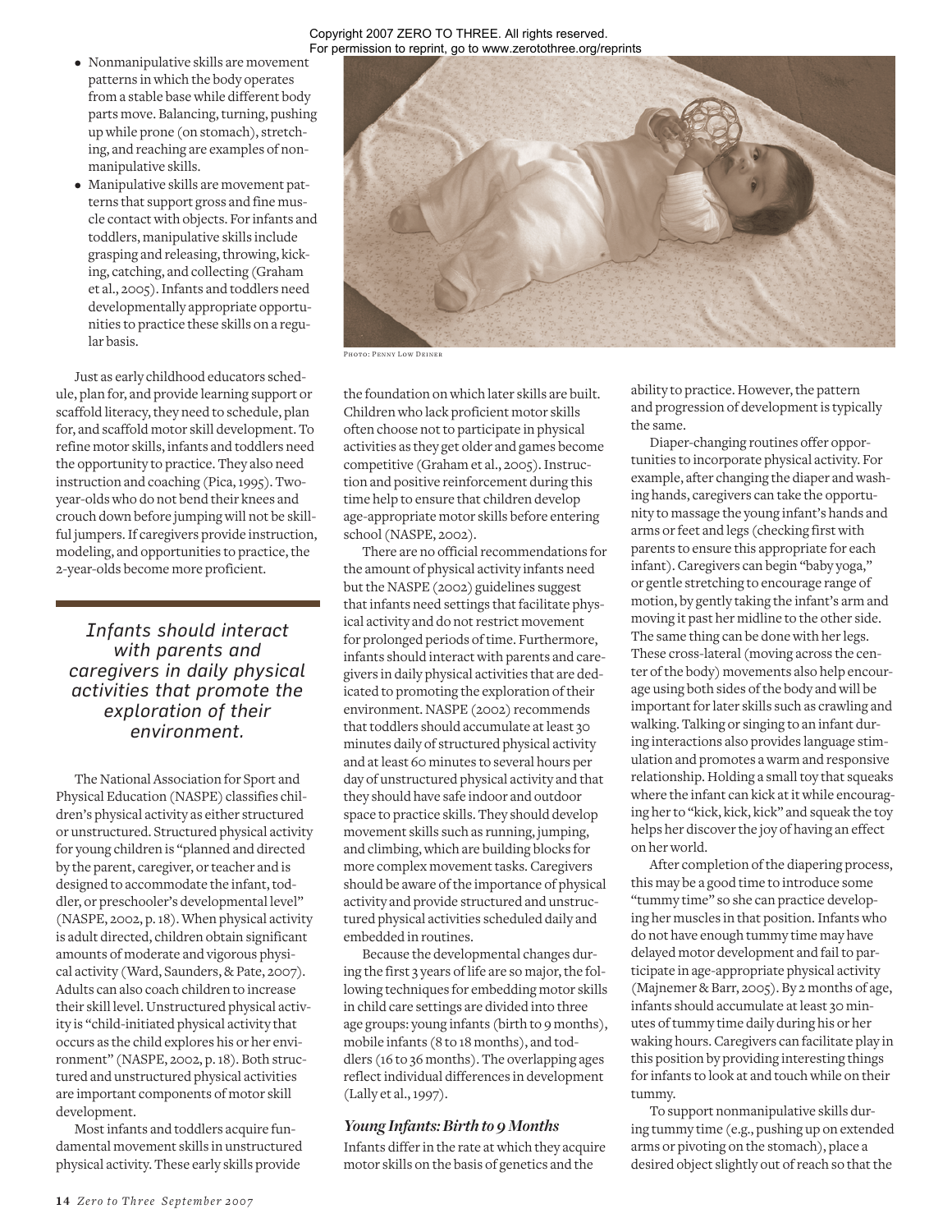- Nonmanipulative skills are movement patterns in which the body operates from a stable base while different body parts move. Balancing, turning, pushing up while prone (on stomach), stretching, and reaching are examples of nonmanipulative skills.
- Manipulative skills are movement patterns that support gross and fine muscle contact with objects. For infants and toddlers, manipulative skills include grasping and releasing, throwing, kicking, catching, and collecting (Graham et al., 2005). Infants and toddlers need developmentally appropriate opportunities to practice these skills on a regular basis.

Photo: Penny Low Deiner

Just as early childhood educators schedule, plan for, and provide learning support or scaffold literacy, they need to schedule, plan for, and scaffold motor skill development. To refine motor skills, infants and toddlers need the opportunity to practice. They also need instruction and coaching (Pica, 1995). Two-year-olds who do not bend their knees and crouch down before jumping will not be skillful jumpers. If caregivers provide instruction, modeling, and opportunities to practice, the 2-year-olds become more proficient.

*Infants should interact with parents and caregivers in daily physical activities that promote the exploration of their environment.*

The National Association for Sport and Physical Education (NASPE) classifies children's physical activity as either structured or unstructured. Structured physical activity for young children is "planned and directed by the parent, caregiver, or teacher and is designed to accommodate the infant, toddler, or preschooler's developmental level" (NASPE, 2002, p. 18). When physical activity is adult directed, children obtain significant amounts of moderate and vigorous physical activity (Ward, Saunders, & Pate, 2007). Adults can also coach children to increase their skill level. Unstructured physical activity is "child-initiated physical activity that occurs as the child explores his or her environment" (NASPE, 2002, p. 18). Both structured and unstructured physical activities are important components of motor skill development.

Most infants and toddlers acquire fundamental movement skills in unstructured physical activity. These early skills provide the foundation on which later skills are built. Children who lack proficient motor skills often choose not to participate in physical activities as they get older and games become competitive (Graham et al., 2005). Instruction and positive reinforcement during this time help to ensure that children develop age-appropriate motor skills before entering school (NASPE, 2002).

There are no official recommendations for the amount of physical activity infants need but the NASPE (2002) guidelines suggest that infants need settings that facilitate physical activity and do not restrict movement for prolonged periods of time. Furthermore, infants should interact with parents and caregivers in daily physical activities that are dedicated to promoting the exploration of their environment. NASPE (2002) recommends that toddlers should accumulate at least 30 minutes daily of structured physical activity and at least 60 minutes to several hours per day of unstructured physical activity and that they should have safe indoor and outdoor space to practice skills. They should develop movement skills such as running, jumping, and climbing, which are building blocks for more complex movement tasks. Caregivers should be aware of the importance of physical activity and provide structured and unstructured physical activities scheduled daily and embedded in routines.

Because the developmental changes during the first 3 years of life are so major, the following techniques for embedding motor skills in child care settings are divided into three age groups: young infants (birth to 9 months), mobile infants (8 to 18 months), and toddlers (16 to 36 months). The overlapping ages reflect individual differences in development (Lally et al., 1997).

### *Young Infants: Birth to 9 Months*

Infants differ in the rate at which they acquire motor skills on the basis of genetics and the ability to practice. However, the pattern and progression of development is typically the same.

Diaper-changing routines offer opportunities to incorporate physical activity. For example, after changing the diaper and washing hands, caregivers can take the opportunity to massage the young infant's hands and arms or feet and legs (checking first with parents to ensure this appropriate for each infant). Caregivers can begin "baby yoga," or gentle stretching to encourage range of motion, by gently taking the infant's arm and moving it past her midline to the other side. The same thing can be done with her legs. These cross-lateral (moving across the center of the body) movements also help encourage using both sides of the body and will be important for later skills such as crawling and walking. Talking or singing to an infant during interactions also provides language stimulation and promotes a warm and responsive relationship. Holding a small toy that squeaks where the infant can kick at it while encouraging her to "kick, kick, kick" and squeak the toy helps her discover the joy of having an effect on her world.

After completion of the diapering process, this may be a good time to introduce some "tummy time" so she can practice developing her muscles in that position. Infants who do not have enough tummy time may have delayed motor development and fail to participate in age-appropriate physical activity (Majnemer & Barr, 2005). By 2 months of age, infants should accumulate at least 30 minutes of tummy time daily during his or her waking hours. Caregivers can facilitate play in this position by providing interesting things for infants to look at and touch while on their tummy.

To support nonmanipulative skills during tummy time (e.g., pushing up on extended arms or pivoting on the stomach), place a desired object slightly out of reach so that the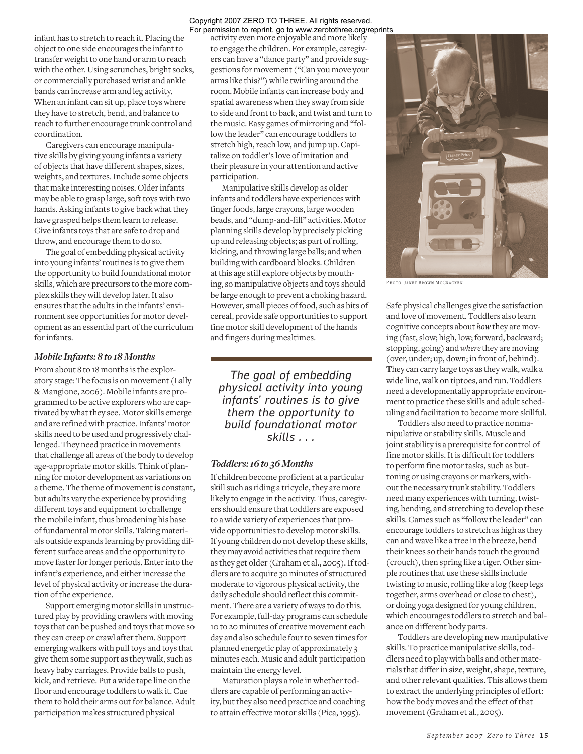infant has to stretch to reach it. Placing the object to one side encourages the infant to transfer weight to one hand or arm to reach with the other. Using scrunches, bright socks, or commercially purchased wrist and ankle bands can increase arm and leg activity. When an infant can sit up, place toys where they have to stretch, bend, and balance to reach to further encourage trunk control and coordination.

Caregivers can encourage manipulative skills by giving young infants a variety of objects that have different shapes, sizes, weights, and textures. Include some objects that make interesting noises. Older infants may be able to grasp large, soft toys with two hands. Asking infants to give back what they have grasped helps them learn to release. Give infants toys that are safe to drop and throw, and encourage them to do so.

The goal of embedding physical activity into young infants' routines is to give them the opportunity to build foundational motor skills, which are precursors to the more complex skills they will develop later. It also ensures that the adults in the infants' environment see opportunities for motor development as an essential part of the curriculum for infants.

### *Mobile Infants: 8 to 18 Months*

From about 8 to 18 months is the exploratory stage: The focus is on movement (Lally & Mangione, 2006). Mobile infants are programmed to be active explorers who are captivated by what they see. Motor skills emerge and are refined with practice. Infants' motor skills need to be used and progressively challenged. They need practice in movements that challenge all areas of the body to develop age-appropriate motor skills. Think of planning for motor development as variations on a theme. The theme of movement is constant, but adults vary the experience by providing different toys and equipment to challenge the mobile infant, thus broadening his base of fundamental motor skills. Taking materials outside expands learning by providing different surface areas and the opportunity to move faster for longer periods. Enter into the infant's experience, and either increase the level of physical activity or increase the duration of the experience.

Support emerging motor skills in unstructured play by providing crawlers with moving toys that can be pushed and toys that move so they can creep or crawl after them. Support emerging walkers with pull toys and toys that give them some support as they walk, such as heavy baby carriages. Provide balls to push, kick, and retrieve. Put a wide tape line on the floor and encourage toddlers to walk it. Cue them to hold their arms out for balance. Adult participation makes structured physical activity even more enjoyable and more likely to engage the children. For example, caregivers can have a "dance party" and provide suggestions for movement ("Can you move your arms like this?") while twirling around the room. Mobile infants can increase body and spatial awareness when they sway from side to side and front to back, and twist and turn to the music. Easy games of mirroring and "follow the leader" can encourage toddlers to stretch high, reach low, and jump up. Capitalize on toddler's love of imitation and their pleasure in your attention and active participation.

Manipulative skills develop as older infants and toddlers have experiences with finger foods, large crayons, large wooden beads, and "dump-and-fill" activities. Motor planning skills develop by precisely picking up and releasing objects; as part of rolling, kicking, and throwing large balls; and when building with cardboard blocks. Children at this age still explore objects by mouthing, so manipulative objects and toys should be large enough to prevent a choking hazard. However, small pieces of food, such as bits of cereal, provide safe opportunities to support fine motor skill development of the hands and fingers during mealtimes.

> *The goal of embedding physical activity into young infants' routines is to give them the opportunity to build foundational motor skills . . .*

### *Toddlers: 16 to 36 Months*

If children become proficient at a particular skill such as riding a tricycle, they are more likely to engage in the activity. Thus, caregivers should ensure that toddlers are exposed to a wide variety of experiences that provide opportunities to develop motor skills. If young children do not develop these skills, they may avoid activities that require them as they get older (Graham et al., 2005). If toddlers are to acquire 30 minutes of structured moderate to vigorous physical activity, the daily schedule should reflect this commitment. There are a variety of ways to do this. For example, full-day programs can schedule 10 to 20 minutes of creative movement each day and also schedule four to seven times for planned energetic play of approximately 3 minutes each. Music and adult participation maintain the energy level.

Maturation plays a role in whether toddlers are capable of performing an activity, but they also need practice and coaching to attain effective motor skills (Pica, 1995).

PHOTO: JANET BROWN MCCRACKEN

Safe physical challenges give the satisfaction and love of movement. Toddlers also learn cognitive concepts about *how* they are moving (fast, slow; high, low; forward, backward; stopping, going) and *where* they are moving (over, under; up, down; in front of, behind). They can carry large toys as they walk, walk a wide line, walk on tiptoes, and run. Toddlers need a developmentally appropriate environment to practice these skills and adult scheduling and facilitation to become more skillful.

Toddlers also need to practice nonmanipulative or stability skills. Muscle and joint stability is a prerequisite for control of fine motor skills. It is difficult for toddlers to perform fine motor tasks, such as buttoning or using crayons or markers, without the necessary trunk stability. Toddlers need many experiences with turning, twisting, bending, and stretching to develop these skills. Games such as "follow the leader" can encourage toddlers to stretch as high as they can and wave like a tree in the breeze, bend their knees so their hands touch the ground (crouch), then spring like a tiger. Other simple routines that use these skills include twisting to music, rolling like a log (keep legs together, arms overhead or close to chest), or doing yoga designed for young children, which encourages toddlers to stretch and balance on different body parts.

Toddlers are developing new manipulative skills. To practice manipulative skills, toddlers need to play with balls and other materials that differ in size, weight, shape, texture, and other relevant qualities. This allows them to extract the underlying principles of effort: how the body moves and the effect of that movement (Graham et al., 2005).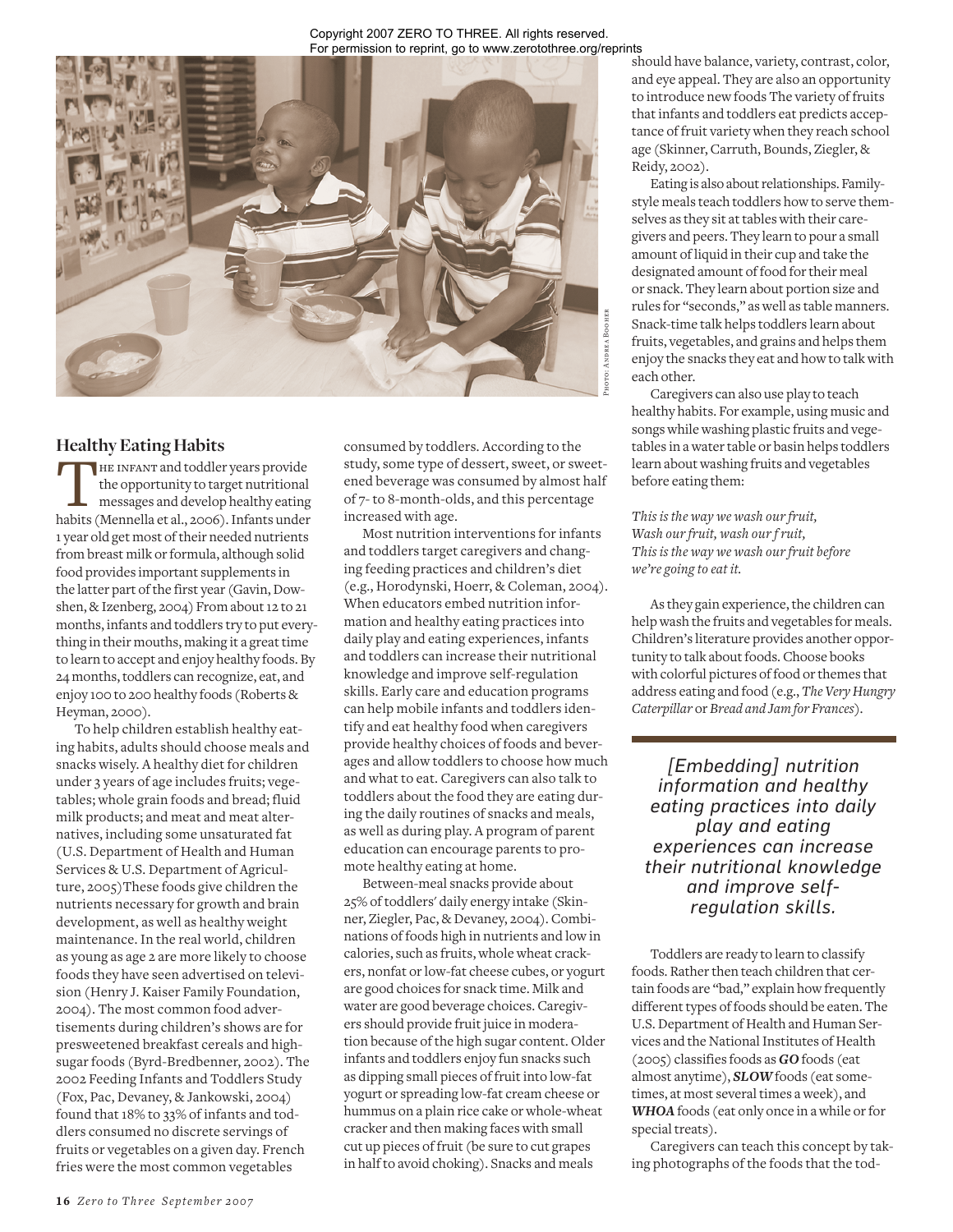Copyright 2007 ZERO TO THREE. All rights reserved.
For permission to reprint, go to www.zerotothree.org/reprints

Photo: Andrea Booher

## Healthy Eating Habits

The infant and toddler years provide the opportunity to target nutritional messages and develop healthy eating habits (Mennella et al., 2006). Infants under 1 year old get most of their needed nutrients from breast milk or formula, although solid food provides important supplements in the latter part of the first year (Gavin, Dowshen, & Izenberg, 2004) From about 12 to 21 months, infants and toddlers try to put everything in their mouths, making it a great time to learn to accept and enjoy healthy foods. By 24 months, toddlers can recognize, eat, and enjoy 100 to 200 healthy foods (Roberts & Heyman, 2000).

To help children establish healthy eating habits, adults should choose meals and snacks wisely. A healthy diet for children under 3 years of age includes fruits; vegetables; whole grain foods and bread; fluid milk products; and meat and meat alternatives, including some unsaturated fat (U.S. Department of Health and Human Services & U.S. Department of Agriculture, 2005) These foods give children the nutrients necessary for growth and brain development, as well as healthy weight maintenance. In the real world, children as young as age 2 are more likely to choose foods they have seen advertised on television (Henry J. Kaiser Family Foundation, 2004). The most common food advertisements during children's shows are for presweetened breakfast cereals and high-sugar foods (Byrd-Bredbenner, 2002). The 2002 Feeding Infants and Toddlers Study (Fox, Pac, Devaney, & Jankowski, 2004) found that 18% to 33% of infants and toddlers consumed no discrete servings of fruits or vegetables on a given day. French fries were the most common vegetables consumed by toddlers. According to the study, some type of dessert, sweet, or sweetened beverage was consumed by almost half of 7- to 8-month-olds, and this percentage increased with age.

Most nutrition interventions for infants and toddlers target caregivers and changing feeding practices and children's diet (e.g., Horodynski, Hoerr, & Coleman, 2004). When educators embed nutrition information and healthy eating practices into daily play and eating experiences, infants and toddlers can increase their nutritional knowledge and improve self-regulation skills. Early care and education programs can help mobile infants and toddlers identify and eat healthy food when caregivers provide healthy choices of foods and beverages and allow toddlers to choose how much and what to eat. Caregivers can also talk to toddlers about the food they are eating during the daily routines of snacks and meals, as well as during play. A program of parent education can encourage parents to promote healthy eating at home.

Between-meal snacks provide about 25% of toddlers' daily energy intake (Skinner, Ziegler, Pac, & Devaney, 2004). Combinations of foods high in nutrients and low in calories, such as fruits, whole wheat crackers, nonfat or low-fat cheese cubes, or yogurt are good choices for snack time. Milk and water are good beverage choices. Caregivers should provide fruit juice in moderation because of the high sugar content. Older infants and toddlers enjoy fun snacks such as dipping small pieces of fruit into low-fat yogurt or spreading low-fat cream cheese or hummus on a plain rice cake or whole-wheat cracker and then making faces with small cut up pieces of fruit (be sure to cut grapes in half to avoid choking). Snacks and meals should have balance, variety, contrast, color, and eye appeal. They are also an opportunity to introduce new foods The variety of fruits that infants and toddlers eat predicts acceptance of fruit variety when they reach school age (Skinner, Carruth, Bounds, Ziegler, & Reidy, 2002).

Eating is also about relationships. Family-style meals teach toddlers how to serve themselves as they sit at tables with their caregivers and peers. They learn to pour a small amount of liquid in their cup and take the designated amount of food for their meal or snack. They learn about portion size and rules for "seconds," as well as table manners. Snack-time talk helps toddlers learn about fruits, vegetables, and grains and helps them enjoy the snacks they eat and how to talk with each other.

Caregivers can also use play to teach healthy habits. For example, using music and songs while washing plastic fruits and vegetables in a water table or basin helps toddlers learn about washing fruits and vegetables before eating them:

*This is the way we wash our fruit,*
*Wash our fruit, wash our fruit,*
*This is the way we wash our fruit before we're going to eat it.*

As they gain experience, the children can help wash the fruits and vegetables for meals. Children's literature provides another opportunity to talk about foods. Choose books with colorful pictures of food or themes that address eating and food (e.g., *The Very Hungry Caterpillar* or *Bread and Jam for Frances*).

> *[Embedding] nutrition information and healthy eating practices into daily play and eating experiences can increase their nutritional knowledge and improve self-regulation skills.*

Toddlers are ready to learn to classify foods. Rather then teach children that certain foods are "bad," explain how frequently different types of foods should be eaten. The U.S. Department of Health and Human Services and the National Institutes of Health (2005) classifies foods as ***GO*** foods (eat almost anytime), ***SLOW*** foods (eat sometimes, at most several times a week), and ***WHOA*** foods (eat only once in a while or for special treats).

Caregivers can teach this concept by taking photographs of the foods that the tod-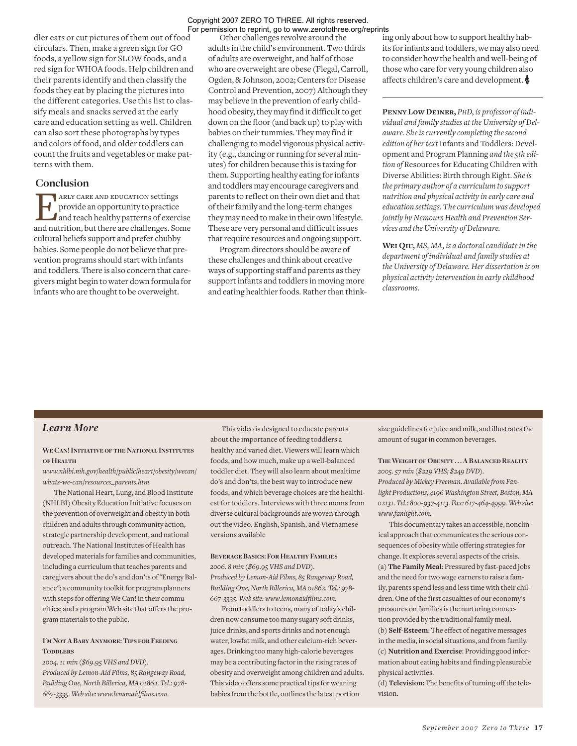dler eats or cut pictures of them out of food circulars. Then, make a green sign for GO foods, a yellow sign for SLOW foods, and a red sign for WHOA foods. Help children and their parents identify and then classify the foods they eat by placing the pictures into the different categories. Use this list to classify meals and snacks served at the early care and education setting as well. Children can also sort these photographs by types and colors of food, and older toddlers can count the fruits and vegetables or make patterns with them.

## Conclusion

Early care and education settings provide an opportunity to practice and teach healthy patterns of exercise and nutrition, but there are challenges. Some cultural beliefs support and prefer chubby babies. Some people do not believe that prevention programs should start with infants and toddlers. There is also concern that caregivers might begin to water down formula for infants who are thought to be overweight.

Other challenges revolve around the adults in the child's environment. Two thirds of adults are overweight, and half of those who are overweight are obese (Flegal, Carroll, Ogden, & Johnson, 2002; Centers for Disease Control and Prevention, 2007) Although they may believe in the prevention of early childhood obesity, they may find it difficult to get down on the floor (and back up) to play with babies on their tummies. They may find it challenging to model vigorous physical activity (e.g., dancing or running for several minutes) for children because this is taxing for them. Supporting healthy eating for infants and toddlers may encourage caregivers and parents to reflect on their own diet and that of their family and the long-term changes they may need to make in their own lifestyle. These are very personal and difficult issues that require resources and ongoing support.

Program directors should be aware of these challenges and think about creative ways of supporting staff and parents as they support infants and toddlers in moving more and eating healthier foods. Rather than thinking only about how to support healthy habits for infants and toddlers, we may also need to consider how the health and well-being of those who care for very young children also affects children's care and development.

---

**Penny Low Deiner,** *PhD, is professor of individual and family studies at the University of Delaware. She is currently completing the second edition of her text* Infants and Toddlers: Development and Program Planning *and the 5th edition of* Resources for Educating Children with Diverse Abilities: Birth through Eight. *She is the primary author of a curriculum to support nutrition and physical activity in early care and education settings. The curriculum was developed jointly by Nemours Health and Prevention Services and the University of Delaware.*

**Wei Qiu,** *MS, MA, is a doctoral candidate in the department of individual and family studies at the University of Delaware. Her dissertation is on physical activity intervention in early childhood classrooms.*

## *Learn More*

**We Can! Initiative of the National Institutes of Health**
*www.nhlbi.nih.gov/health/public/heart/obesity/wecan/whats-we-can/resources_parents.htm*

The National Heart, Lung, and Blood Institute (NHLBI) Obesity Education Initiative focuses on the prevention of overweight and obesity in both children and adults through community action, strategic partnership development, and national outreach. The National Institutes of Health has developed materials for families and communities, including a curriculum that teaches parents and caregivers about the do's and don'ts of "Energy Balance"; a community toolkit for program planners with steps for offering We Can! in their communities; and a program Web site that offers the program materials to the public.

**I'm Not A Baby Anymore: Tips for Feeding Toddlers**
*2004. 11 min ($69.95 VHS and DVD). Produced by Lemon-Aid Films, 85 Rangeway Road, Building One, North Billerica, MA 01862. Tel.: 978-667-3335. Web site: www.lemonaidfilms.com.*

This video is designed to educate parents about the importance of feeding toddlers a healthy and varied diet. Viewers will learn which foods, and how much, make up a well-balanced toddler diet. They will also learn about mealtime do's and don'ts, the best way to introduce new foods, and which beverage choices are the healthiest for toddlers. Interviews with three moms from diverse cultural backgrounds are woven throughout the video. English, Spanish, and Vietnamese versions available

**Beverage Basics: For Healthy Families**
*2006. 8 min ($69.95 VHS and DVD). Produced by Lemon-Aid Films, 85 Rangeway Road, Building One, North Billerica, MA 01862. Tel.: 978-667-3335. Web site: www.lemonaidfilms.com.*

From toddlers to teens, many of today's children now consume too many sugary soft drinks, juice drinks, and sports drinks and not enough water, lowfat milk, and other calcium-rich beverages. Drinking too many high-calorie beverages may be a contributing factor in the rising rates of obesity and overweight among children and adults. This video offers some practical tips for weaning babies from the bottle, outlines the latest portion size guidelines for juice and milk, and illustrates the amount of sugar in common beverages.

**The Weight of Obesity . . . A Balanced Reality**
*2005. 57 min ($229 VHS; $249 DVD). Produced by Mickey Freeman. Available from Fanlight Productions, 4196 Washington Street, Boston, MA 02131. Tel.: 800-937-4113. Fax: 617-464-4999. Web site: www.fanlight.com.*

This documentary takes an accessible, nonclinical approach that communicates the serious consequences of obesity while offering strategies for change. It explores several aspects of the crisis.
(a) **The Family Meal**: Pressured by fast-paced jobs and the need for two wage earners to raise a family, parents spend less and less time with their children. One of the first casualties of our economy's pressures on families is the nurturing connection provided by the traditional family meal.
(b) **Self-Esteem**: The effect of negative messages in the media, in social situations, and from family.
(c) **Nutrition and Exercise**: Providing good information about eating habits and finding pleasurable physical activities.
(d) **Television:** The benefits of turning off the television.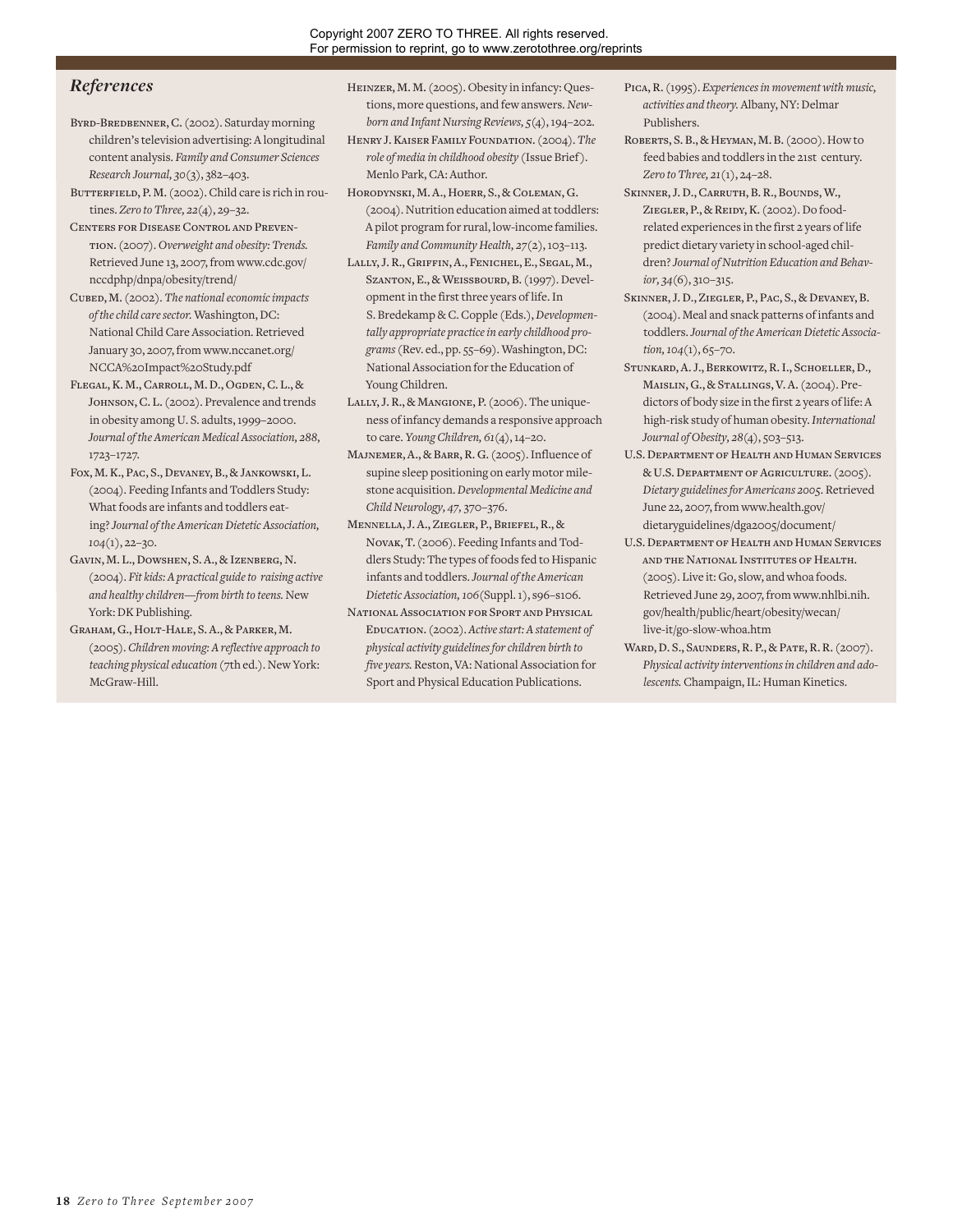## References

Byrd-Bredbenner, C. (2002). Saturday morning children's television advertising: A longitudinal content analysis. *Family and Consumer Sciences Research Journal, 30*(3), 382–403.

Butterfield, P. M. (2002). Child care is rich in routines. *Zero to Three, 22*(4), 29–32.

Centers for Disease Control and Prevention. (2007). *Overweight and obesity: Trends.* Retrieved June 13, 2007, from www.cdc.gov/nccdphp/dnpa/obesity/trend/

Cubed, M. (2002). *The national economic impacts of the child care sector.* Washington, DC: National Child Care Association. Retrieved January 30, 2007, from www.nccanet.org/NCCA%20Impact%20Study.pdf

Flegal, K. M., Carroll, M. D., Ogden, C. L., & Johnson, C. L. (2002). Prevalence and trends in obesity among U. S. adults, 1999–2000. *Journal of the American Medical Association, 288*, 1723–1727.

Fox, M. K., Pac, S., Devaney, B., & Jankowski, L. (2004). Feeding Infants and Toddlers Study: What foods are infants and toddlers eating? *Journal of the American Dietetic Association, 104*(1), 22–30.

Gavin, M. L., Dowshen, S. A., & Izenberg, N. (2004). *Fit kids: A practical guide to raising active and healthy children—from birth to teens.* New York: DK Publishing.

Graham, G., Holt-Hale, S. A., & Parker, M. (2005). *Children moving: A reflective approach to teaching physical education* (7th ed.). New York: McGraw-Hill.

Heinzer, M. M. (2005). Obesity in infancy: Questions, more questions, and few answers. *Newborn and Infant Nursing Reviews, 5*(4), 194–202.

Henry J. Kaiser Family Foundation. (2004). *The role of media in childhood obesity* (Issue Brief). Menlo Park, CA: Author.

Horodynski, M. A., Hoerr, S., & Coleman, G. (2004). Nutrition education aimed at toddlers: A pilot program for rural, low-income families. *Family and Community Health, 27*(2), 103–113.

Lally, J. R., Griffin, A., Fenichel, E., Segal, M., Szanton, E., & Weissbourd, B. (1997). Development in the first three years of life. In S. Bredekamp & C. Copple (Eds.), *Developmentally appropriate practice in early childhood programs* (Rev. ed., pp. 55–69). Washington, DC: National Association for the Education of Young Children.

Lally, J. R., & Mangione, P. (2006). The uniqueness of infancy demands a responsive approach to care. *Young Children, 61*(4), 14–20.

Majnemer, A., & Barr, R. G. (2005). Influence of supine sleep positioning on early motor milestone acquisition. *Developmental Medicine and Child Neurology, 47*, 370–376.

Mennella, J. A., Ziegler, P., Briefel, R., & Novak, T. (2006). Feeding Infants and Toddlers Study: The types of foods fed to Hispanic infants and toddlers. *Journal of the American Dietetic Association, 106*(Suppl. 1), s96–s106.

National Association for Sport and Physical Education. (2002). *Active start: A statement of physical activity guidelines for children birth to five years.* Reston, VA: National Association for Sport and Physical Education Publications.

Pica, R. (1995). *Experiences in movement with music, activities and theory.* Albany, NY: Delmar Publishers.

Roberts, S. B., & Heyman, M. B. (2000). How to feed babies and toddlers in the 21st century. *Zero to Three, 21*(1), 24–28.

Skinner, J. D., Carruth, B. R., Bounds, W., Ziegler, P., & Reidy, K. (2002). Do food-related experiences in the first 2 years of life predict dietary variety in school-aged children? *Journal of Nutrition Education and Behavior, 34*(6), 310–315.

Skinner, J. D., Ziegler, P., Pac, S., & Devaney, B. (2004). Meal and snack patterns of infants and toddlers. *Journal of the American Dietetic Association, 104*(1), 65–70.

Stunkard, A. J., Berkowitz, R. I., Schoeller, D., Maislin, G., & Stallings, V. A. (2004). Predictors of body size in the first 2 years of life: A high-risk study of human obesity. *International Journal of Obesity, 28*(4), 503–513.

U.S. Department of Health and Human Services & U.S. Department of Agriculture. (2005). *Dietary guidelines for Americans 2005.* Retrieved June 22, 2007, from www.health.gov/dietaryguidelines/dga2005/document/

U.S. Department of Health and Human Services and the National Institutes of Health. (2005). Live it: Go, slow, and whoa foods. Retrieved June 29, 2007, from www.nhlbi.nih.gov/health/public/heart/obesity/wecan/live-it/go-slow-whoa.htm

Ward, D. S., Saunders, R. P., & Pate, R. R. (2007). *Physical activity interventions in children and adolescents.* Champaign, IL: Human Kinetics.